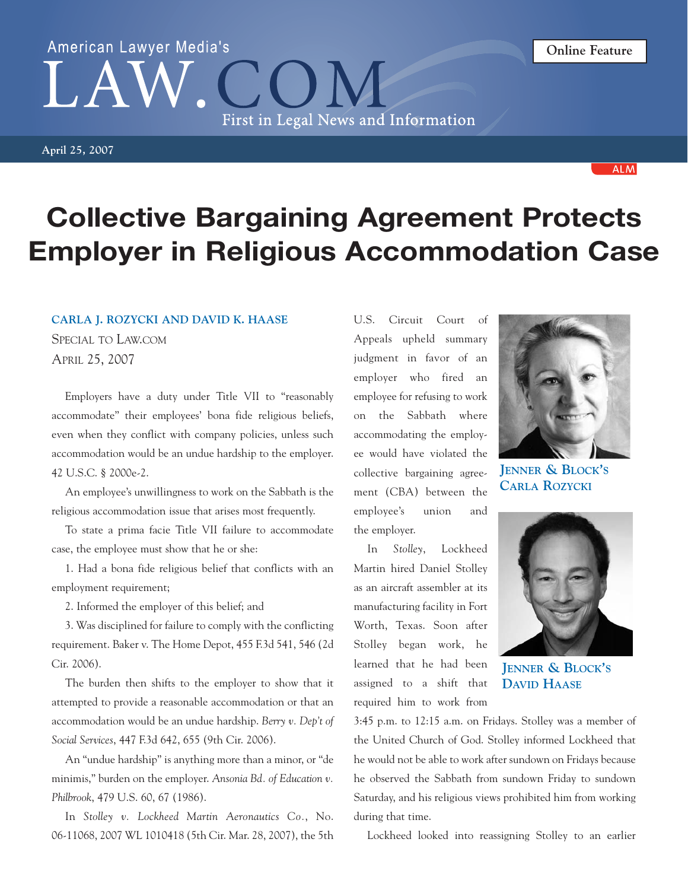American Lawyer Media's LAW.COM — First in Legal News and Information

April 25, 2007

Online Feature

# Collective Bargaining Agreement Protects Employer in Religious Accommodation Case

**CARLA J. ROZYCKI AND DAVID K. HAASE**
SPECIAL TO LAW.COM
APRIL 25, 2007

Employers have a duty under Title VII to "reasonably accommodate" their employees' bona fide religious beliefs, even when they conflict with company policies, unless such accommodation would be an undue hardship to the employer. 42 U.S.C. § 2000e-2.

An employee's unwillingness to work on the Sabbath is the religious accommodation issue that arises most frequently.

To state a prima facie Title VII failure to accommodate case, the employee must show that he or she:

1. Had a bona fide religious belief that conflicts with an employment requirement;

2. Informed the employer of this belief; and

3. Was disciplined for failure to comply with the conflicting requirement. Baker v. The Home Depot, 455 F.3d 541, 546 (2d Cir. 2006).

The burden then shifts to the employer to show that it attempted to provide a reasonable accommodation or that an accommodation would be an undue hardship. *Berry v. Dep't of Social Services*, 447 F.3d 642, 655 (9th Cir. 2006).

An "undue hardship" is anything more than a minor, or "de minimis," burden on the employer. *Ansonia Bd. of Education v. Philbrook*, 479 U.S. 60, 67 (1986).

In *Stolley v. Lockheed Martin Aeronautics Co.*, No. 06-11068, 2007 WL 1010418 (5th Cir. Mar. 28, 2007), the 5th U.S. Circuit Court of Appeals upheld summary judgment in favor of an employer who fired an employee for refusing to work on the Sabbath where accommodating the employee would have violated the collective bargaining agreement (CBA) between the employee's union and the employer.

JENNER & BLOCK'S CARLA ROZYCKI

JENNER & BLOCK'S DAVID HAASE

In *Stolley*, Lockheed Martin hired Daniel Stolley as an aircraft assembler at its manufacturing facility in Fort Worth, Texas. Soon after Stolley began work, he learned that he had been assigned to a shift that required him to work from 3:45 p.m. to 12:15 a.m. on Fridays. Stolley was a member of the United Church of God. Stolley informed Lockheed that he would not be able to work after sundown on Fridays because he observed the Sabbath from sundown Friday to sundown Saturday, and his religious views prohibited him from working during that time.

Lockheed looked into reassigning Stolley to an earlier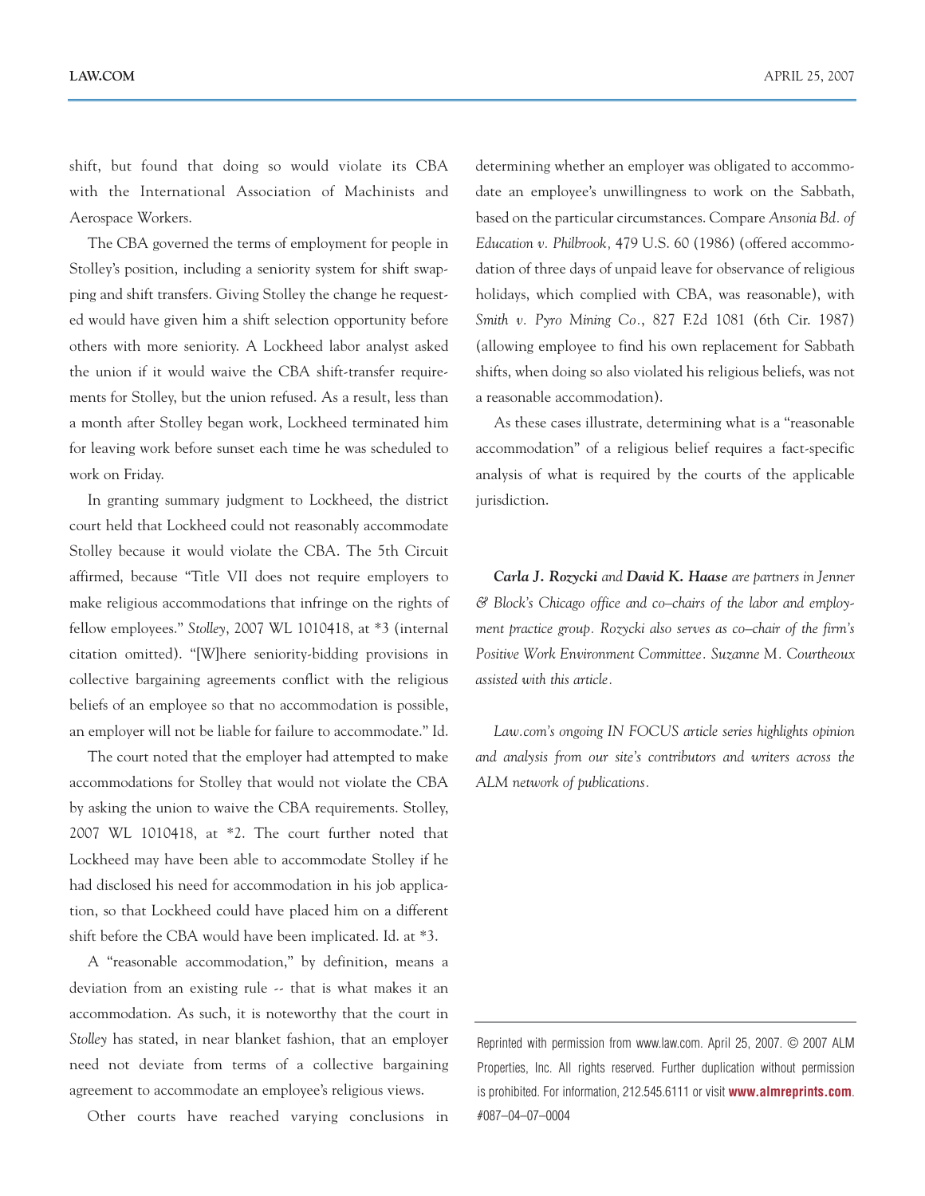shift, but found that doing so would violate its CBA with the International Association of Machinists and Aerospace Workers.

The CBA governed the terms of employment for people in Stolley's position, including a seniority system for shift swapping and shift transfers. Giving Stolley the change he requested would have given him a shift selection opportunity before others with more seniority. A Lockheed labor analyst asked the union if it would waive the CBA shift-transfer requirements for Stolley, but the union refused. As a result, less than a month after Stolley began work, Lockheed terminated him for leaving work before sunset each time he was scheduled to work on Friday.

In granting summary judgment to Lockheed, the district court held that Lockheed could not reasonably accommodate Stolley because it would violate the CBA. The 5th Circuit affirmed, because "Title VII does not require employers to make religious accommodations that infringe on the rights of fellow employees." *Stolley*, 2007 WL 1010418, at *3 (internal citation omitted). "[W]here seniority-bidding provisions in collective bargaining agreements conflict with the religious beliefs of an employee so that no accommodation is possible, an employer will not be liable for failure to accommodate." Id.

The court noted that the employer had attempted to make accommodations for Stolley that would not violate the CBA by asking the union to waive the CBA requirements. Stolley, 2007 WL 1010418, at *2. The court further noted that Lockheed may have been able to accommodate Stolley if he had disclosed his need for accommodation in his job application, so that Lockheed could have placed him on a different shift before the CBA would have been implicated. Id. at *3.

A "reasonable accommodation," by definition, means a deviation from an existing rule -- that is what makes it an accommodation. As such, it is noteworthy that the court in *Stolley* has stated, in near blanket fashion, that an employer need not deviate from terms of a collective bargaining agreement to accommodate an employee's religious views.

Other courts have reached varying conclusions in determining whether an employer was obligated to accommodate an employee's unwillingness to work on the Sabbath, based on the particular circumstances. Compare *Ansonia Bd. of Education v. Philbrook*, 479 U.S. 60 (1986) (offered accommodation of three days of unpaid leave for observance of religious holidays, which complied with CBA, was reasonable), with *Smith v. Pyro Mining Co.*, 827 F.2d 1081 (6th Cir. 1987) (allowing employee to find his own replacement for Sabbath shifts, when doing so also violated his religious beliefs, was not a reasonable accommodation).

As these cases illustrate, determining what is a "reasonable accommodation" of a religious belief requires a fact-specific analysis of what is required by the courts of the applicable jurisdiction.

***Carla J. Rozycki*** *and* ***David K. Haase*** *are partners in Jenner & Block's Chicago office and co–chairs of the labor and employment practice group. Rozycki also serves as co–chair of the firm's Positive Work Environment Committee. Suzanne M. Courtheoux assisted with this article.*

*Law.com's ongoing IN FOCUS article series highlights opinion and analysis from our site's contributors and writers across the ALM network of publications.*

Reprinted with permission from www.law.com. April 25, 2007. © 2007 ALM Properties, Inc. All rights reserved. Further duplication without permission is prohibited. For information, 212.545.6111 or visit **www.almreprints.com**. #087–04–07–0004